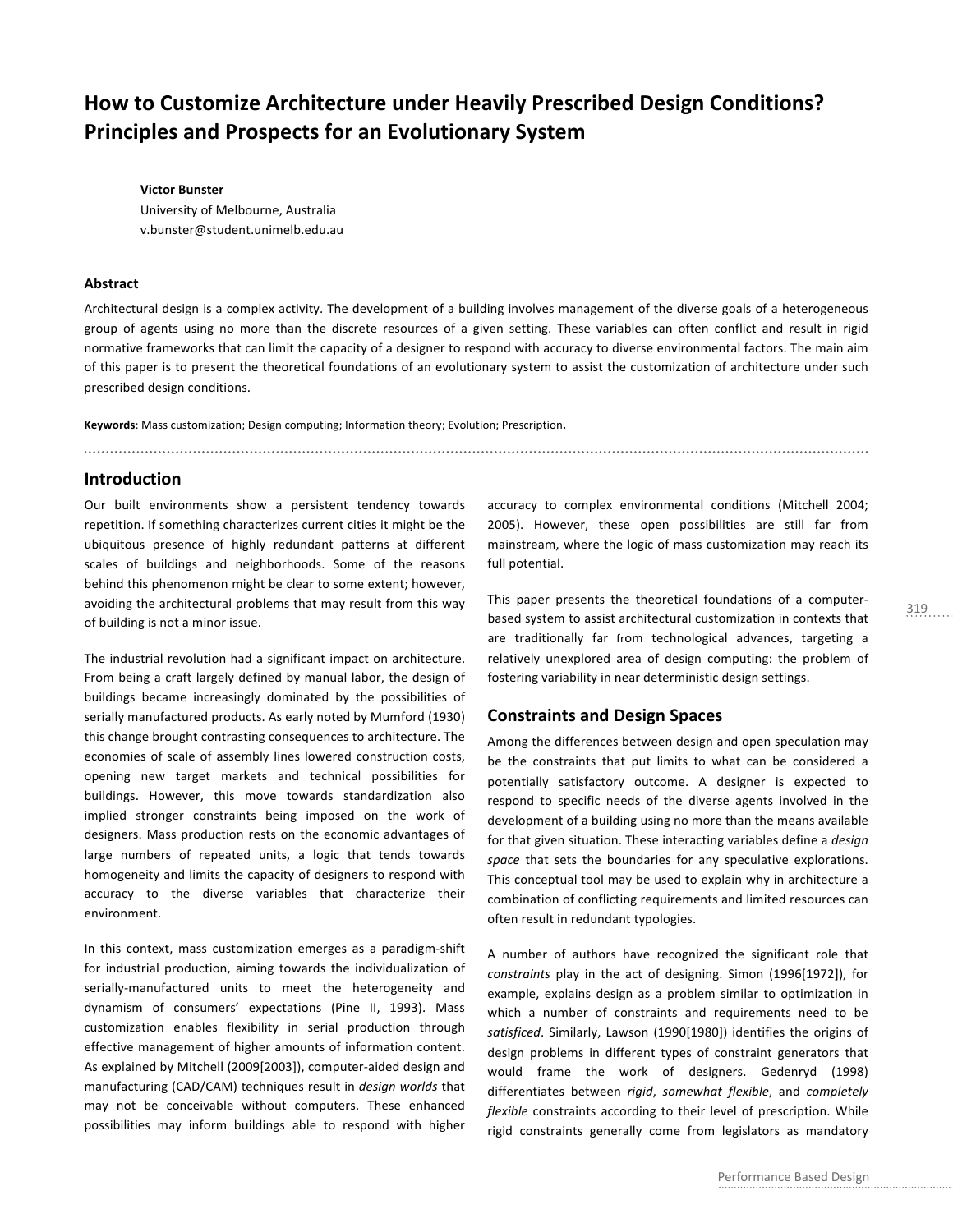# How to Customize Architecture under Heavily Prescribed Design Conditions? Principles and Prospects for an Evolutionary System

**Victor Bunster**
University of Melbourne, Australia
v.bunster@student.unimelb.edu.au

#### Abstract

Architectural design is a complex activity. The development of a building involves management of the diverse goals of a heterogeneous group of agents using no more than the discrete resources of a given setting. These variables can often conflict and result in rigid normative frameworks that can limit the capacity of a designer to respond with accuracy to diverse environmental factors. The main aim of this paper is to present the theoretical foundations of an evolutionary system to assist the customization of architecture under such prescribed design conditions.

**Keywords**: Mass customization; Design computing; Information theory; Evolution; Prescription.

## Introduction

Our built environments show a persistent tendency towards repetition. If something characterizes current cities it might be the ubiquitous presence of highly redundant patterns at different scales of buildings and neighborhoods. Some of the reasons behind this phenomenon might be clear to some extent; however, avoiding the architectural problems that may result from this way of building is not a minor issue.

The industrial revolution had a significant impact on architecture. From being a craft largely defined by manual labor, the design of buildings became increasingly dominated by the possibilities of serially manufactured products. As early noted by Mumford (1930) this change brought contrasting consequences to architecture. The economies of scale of assembly lines lowered construction costs, opening new target markets and technical possibilities for buildings. However, this move towards standardization also implied stronger constraints being imposed on the work of designers. Mass production rests on the economic advantages of large numbers of repeated units, a logic that tends towards homogeneity and limits the capacity of designers to respond with accuracy to the diverse variables that characterize their environment.

In this context, mass customization emerges as a paradigm-shift for industrial production, aiming towards the individualization of serially-manufactured units to meet the heterogeneity and dynamism of consumers' expectations (Pine II, 1993). Mass customization enables flexibility in serial production through effective management of higher amounts of information content. As explained by Mitchell (2009[2003]), computer-aided design and manufacturing (CAD/CAM) techniques result in *design worlds* that may not be conceivable without computers. These enhanced possibilities may inform buildings able to respond with higher accuracy to complex environmental conditions (Mitchell 2004; 2005). However, these open possibilities are still far from mainstream, where the logic of mass customization may reach its full potential.

This paper presents the theoretical foundations of a computer-based system to assist architectural customization in contexts that are traditionally far from technological advances, targeting a relatively unexplored area of design computing: the problem of fostering variability in near deterministic design settings.

## Constraints and Design Spaces

Among the differences between design and open speculation may be the constraints that put limits to what can be considered a potentially satisfactory outcome. A designer is expected to respond to specific needs of the diverse agents involved in the development of a building using no more than the means available for that given situation. These interacting variables define a *design space* that sets the boundaries for any speculative explorations. This conceptual tool may be used to explain why in architecture a combination of conflicting requirements and limited resources can often result in redundant typologies.

A number of authors have recognized the significant role that *constraints* play in the act of designing. Simon (1996[1972]), for example, explains design as a problem similar to optimization in which a number of constraints and requirements need to be *satisficed*. Similarly, Lawson (1990[1980]) identifies the origins of design problems in different types of constraint generators that would frame the work of designers. Gedenryd (1998) differentiates between *rigid*, *somewhat flexible*, and *completely flexible* constraints according to their level of prescription. While rigid constraints generally come from legislators as mandatory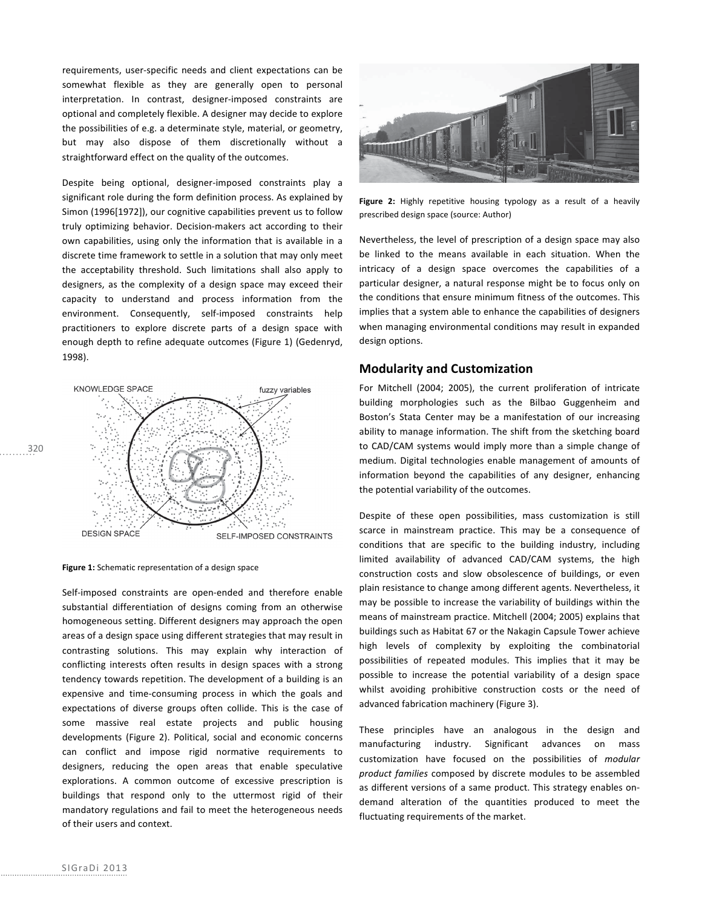requirements, user-specific needs and client expectations can be somewhat flexible as they are generally open to personal interpretation. In contrast, designer-imposed constraints are optional and completely flexible. A designer may decide to explore the possibilities of e.g. a determinate style, material, or geometry, but may also dispose of them discretionally without a straightforward effect on the quality of the outcomes.

Despite being optional, designer-imposed constraints play a significant role during the form definition process. As explained by Simon (1996[1972]), our cognitive capabilities prevent us to follow truly optimizing behavior. Decision-makers act according to their own capabilities, using only the information that is available in a discrete time framework to settle in a solution that may only meet the acceptability threshold. Such limitations shall also apply to designers, as the complexity of a design space may exceed their capacity to understand and process information from the environment. Consequently, self-imposed constraints help practitioners to explore discrete parts of a design space with enough depth to refine adequate outcomes (Figure 1) (Gedenryd, 1998).

**Figure 1:** Schematic representation of a design space

Self-imposed constraints are open-ended and therefore enable substantial differentiation of designs coming from an otherwise homogeneous setting. Different designers may approach the open areas of a design space using different strategies that may result in contrasting solutions. This may explain why interaction of conflicting interests often results in design spaces with a strong tendency towards repetition. The development of a building is an expensive and time-consuming process in which the goals and expectations of diverse groups often collide. This is the case of some massive real estate projects and public housing developments (Figure 2). Political, social and economic concerns can conflict and impose rigid normative requirements to designers, reducing the open areas that enable speculative explorations. A common outcome of excessive prescription is buildings that respond only to the uttermost rigid of their mandatory regulations and fail to meet the heterogeneous needs of their users and context.

**Figure 2:** Highly repetitive housing typology as a result of a heavily prescribed design space (source: Author)

Nevertheless, the level of prescription of a design space may also be linked to the means available in each situation. When the intricacy of a design space overcomes the capabilities of a particular designer, a natural response might be to focus only on the conditions that ensure minimum fitness of the outcomes. This implies that a system able to enhance the capabilities of designers when managing environmental conditions may result in expanded design options.

## Modularity and Customization

For Mitchell (2004; 2005), the current proliferation of intricate building morphologies such as the Bilbao Guggenheim and Boston's Stata Center may be a manifestation of our increasing ability to manage information. The shift from the sketching board to CAD/CAM systems would imply more than a simple change of medium. Digital technologies enable management of amounts of information beyond the capabilities of any designer, enhancing the potential variability of the outcomes.

Despite of these open possibilities, mass customization is still scarce in mainstream practice. This may be a consequence of conditions that are specific to the building industry, including limited availability of advanced CAD/CAM systems, the high construction costs and slow obsolescence of buildings, or even plain resistance to change among different agents. Nevertheless, it may be possible to increase the variability of buildings within the means of mainstream practice. Mitchell (2004; 2005) explains that buildings such as Habitat 67 or the Nakagin Capsule Tower achieve high levels of complexity by exploiting the combinatorial possibilities of repeated modules. This implies that it may be possible to increase the potential variability of a design space whilst avoiding prohibitive construction costs or the need of advanced fabrication machinery (Figure 3).

These principles have an analogous in the design and manufacturing industry. Significant advances on mass customization have focused on the possibilities of *modular product families* composed by discrete modules to be assembled as different versions of a same product. This strategy enables on-demand alteration of the quantities produced to meet the fluctuating requirements of the market.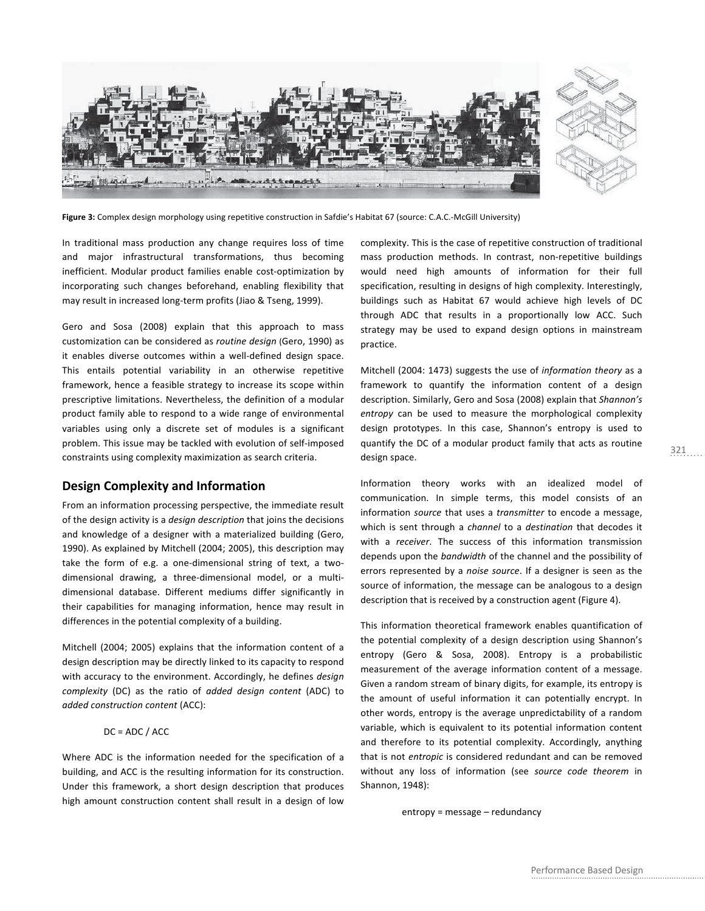Figure 3: Complex design morphology using repetitive construction in Safdie's Habitat 67 (source: C.A.C.-McGill University)

In traditional mass production any change requires loss of time and major infrastructural transformations, thus becoming inefficient. Modular product families enable cost-optimization by incorporating such changes beforehand, enabling flexibility that may result in increased long-term profits (Jiao & Tseng, 1999).

Gero and Sosa (2008) explain that this approach to mass customization can be considered as *routine design* (Gero, 1990) as it enables diverse outcomes within a well-defined design space. This entails potential variability in an otherwise repetitive framework, hence a feasible strategy to increase its scope within prescriptive limitations. Nevertheless, the definition of a modular product family able to respond to a wide range of environmental variables using only a discrete set of modules is a significant problem. This issue may be tackled with evolution of self-imposed constraints using complexity maximization as search criteria.

## Design Complexity and Information

From an information processing perspective, the immediate result of the design activity is a *design description* that joins the decisions and knowledge of a designer with a materialized building (Gero, 1990). As explained by Mitchell (2004; 2005), this description may take the form of e.g. a one-dimensional string of text, a two-dimensional drawing, a three-dimensional model, or a multi-dimensional database. Different mediums differ significantly in their capabilities for managing information, hence may result in differences in the potential complexity of a building.

Mitchell (2004; 2005) explains that the information content of a design description may be directly linked to its capacity to respond with accuracy to the environment. Accordingly, he defines *design complexity* (DC) as the ratio of *added design content* (ADC) to *added construction content* (ACC):

$$DC = ADC / ACC$$

Where ADC is the information needed for the specification of a building, and ACC is the resulting information for its construction. Under this framework, a short design description that produces high amount construction content shall result in a design of low complexity. This is the case of repetitive construction of traditional mass production methods. In contrast, non-repetitive buildings would need high amounts of information for their full specification, resulting in designs of high complexity. Interestingly, buildings such as Habitat 67 would achieve high levels of DC through ADC that results in a proportionally low ACC. Such strategy may be used to expand design options in mainstream practice.

Mitchell (2004: 1473) suggests the use of *information theory* as a framework to quantify the information content of a design description. Similarly, Gero and Sosa (2008) explain that *Shannon's entropy* can be used to measure the morphological complexity design prototypes. In this case, Shannon's entropy is used to quantify the DC of a modular product family that acts as routine design space.

Information theory works with an idealized model of communication. In simple terms, this model consists of an information *source* that uses a *transmitter* to encode a message, which is sent through a *channel* to a *destination* that decodes it with a *receiver*. The success of this information transmission depends upon the *bandwidth* of the channel and the possibility of errors represented by a *noise source*. If a designer is seen as the source of information, the message can be analogous to a design description that is received by a construction agent (Figure 4).

This information theoretical framework enables quantification of the potential complexity of a design description using Shannon's entropy (Gero & Sosa, 2008). Entropy is a probabilistic measurement of the average information content of a message. Given a random stream of binary digits, for example, its entropy is the amount of useful information it can potentially encrypt. In other words, entropy is the average unpredictability of a random variable, which is equivalent to its potential information content and therefore to its potential complexity. Accordingly, anything that is not *entropic* is considered redundant and can be removed without any loss of information (see *source code theorem* in Shannon, 1948):

$$\text{entropy} = \text{message} - \text{redundancy}$$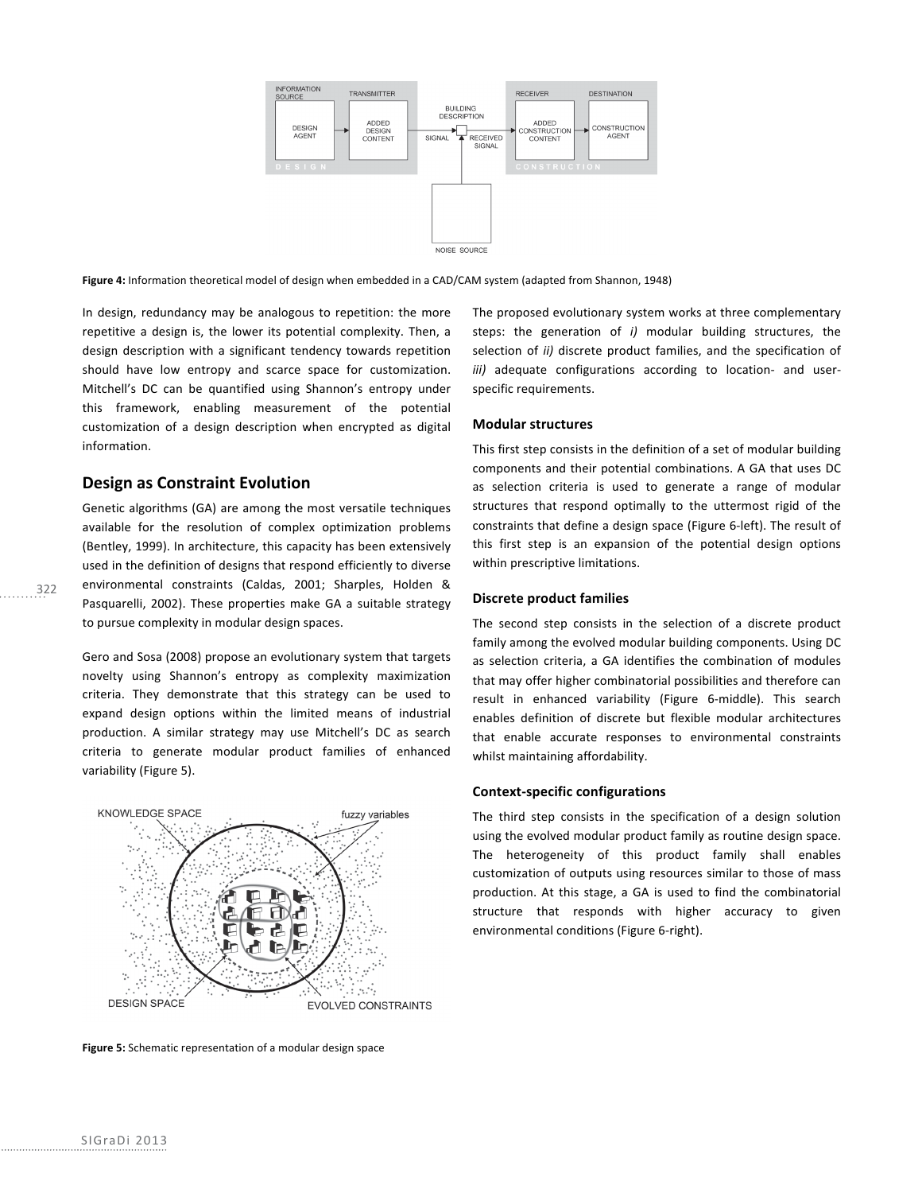Figure 4: Information theoretical model of design when embedded in a CAD/CAM system (adapted from Shannon, 1948)

In design, redundancy may be analogous to repetition: the more repetitive a design is, the lower its potential complexity. Then, a design description with a significant tendency towards repetition should have low entropy and scarce space for customization. Mitchell's DC can be quantified using Shannon's entropy under this framework, enabling measurement of the potential customization of a design description when encrypted as digital information.

## Design as Constraint Evolution

Genetic algorithms (GA) are among the most versatile techniques available for the resolution of complex optimization problems (Bentley, 1999). In architecture, this capacity has been extensively used in the definition of designs that respond efficiently to diverse environmental constraints (Caldas, 2001; Sharples, Holden & Pasquarelli, 2002). These properties make GA a suitable strategy to pursue complexity in modular design spaces.

Gero and Sosa (2008) propose an evolutionary system that targets novelty using Shannon's entropy as complexity maximization criteria. They demonstrate that this strategy can be used to expand design options within the limited means of industrial production. A similar strategy may use Mitchell's DC as search criteria to generate modular product families of enhanced variability (Figure 5).

Figure 5: Schematic representation of a modular design space

The proposed evolutionary system works at three complementary steps: the generation of *i)* modular building structures, the selection of *ii)* discrete product families, and the specification of *iii)* adequate configurations according to location- and user-specific requirements.

### Modular structures

This first step consists in the definition of a set of modular building components and their potential combinations. A GA that uses DC as selection criteria is used to generate a range of modular structures that respond optimally to the uttermost rigid of the constraints that define a design space (Figure 6-left). The result of this first step is an expansion of the potential design options within prescriptive limitations.

### Discrete product families

The second step consists in the selection of a discrete product family among the evolved modular building components. Using DC as selection criteria, a GA identifies the combination of modules that may offer higher combinatorial possibilities and therefore can result in enhanced variability (Figure 6-middle). This search enables definition of discrete but flexible modular architectures that enable accurate responses to environmental constraints whilst maintaining affordability.

### Context-specific configurations

The third step consists in the specification of a design solution using the evolved modular product family as routine design space. The heterogeneity of this product family shall enables customization of outputs using resources similar to those of mass production. At this stage, a GA is used to find the combinatorial structure that responds with higher accuracy to given environmental conditions (Figure 6-right).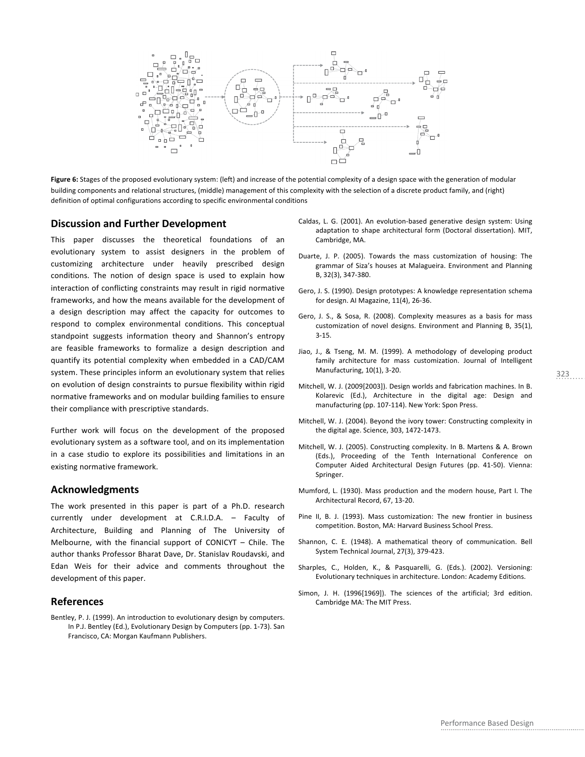**Figure 6:** Stages of the proposed evolutionary system: (left) and increase of the potential complexity of a design space with the generation of modular building components and relational structures, (middle) management of this complexity with the selection of a discrete product family, and (right) definition of optimal configurations according to specific environmental conditions

## Discussion and Further Development

This paper discusses the theoretical foundations of an evolutionary system to assist designers in the problem of customizing architecture under heavily prescribed design conditions. The notion of design space is used to explain how interaction of conflicting constraints may result in rigid normative frameworks, and how the means available for the development of a design description may affect the capacity for outcomes to respond to complex environmental conditions. This conceptual standpoint suggests information theory and Shannon's entropy are feasible frameworks to formalize a design description and quantify its potential complexity when embedded in a CAD/CAM system. These principles inform an evolutionary system that relies on evolution of design constraints to pursue flexibility within rigid normative frameworks and on modular building families to ensure their compliance with prescriptive standards.

Further work will focus on the development of the proposed evolutionary system as a software tool, and on its implementation in a case studio to explore its possibilities and limitations in an existing normative framework.

## Acknowledgments

The work presented in this paper is part of a Ph.D. research currently under development at C.R.I.D.A. – Faculty of Architecture, Building and Planning of The University of Melbourne, with the financial support of CONICYT – Chile. The author thanks Professor Bharat Dave, Dr. Stanislav Roudavski, and Edan Weis for their advice and comments throughout the development of this paper.

## References

Bentley, P. J. (1999). An introduction to evolutionary design by computers. In P.J. Bentley (Ed.), Evolutionary Design by Computers (pp. 1-73). San Francisco, CA: Morgan Kaufmann Publishers.

Caldas, L. G. (2001). An evolution-based generative design system: Using adaptation to shape architectural form (Doctoral dissertation). MIT, Cambridge, MA.

Duarte, J. P. (2005). Towards the mass customization of housing: The grammar of Siza's houses at Malagueira. Environment and Planning B, 32(3), 347-380.

Gero, J. S. (1990). Design prototypes: A knowledge representation schema for design. AI Magazine, 11(4), 26-36.

Gero, J. S., & Sosa, R. (2008). Complexity measures as a basis for mass customization of novel designs. Environment and Planning B, 35(1), 3-15.

Jiao, J., & Tseng, M. M. (1999). A methodology of developing product family architecture for mass customization. Journal of Intelligent Manufacturing, 10(1), 3-20.

Mitchell, W. J. (2009[2003]). Design worlds and fabrication machines. In B. Kolarevic (Ed.), Architecture in the digital age: Design and manufacturing (pp. 107-114). New York: Spon Press.

Mitchell, W. J. (2004). Beyond the ivory tower: Constructing complexity in the digital age. Science, 303, 1472-1473.

Mitchell, W. J. (2005). Constructing complexity. In B. Martens & A. Brown (Eds.), Proceeding of the Tenth International Conference on Computer Aided Architectural Design Futures (pp. 41-50). Vienna: Springer.

Mumford, L. (1930). Mass production and the modern house, Part I. The Architectural Record, 67, 13-20.

Pine II, B. J. (1993). Mass customization: The new frontier in business competition. Boston, MA: Harvard Business School Press.

Shannon, C. E. (1948). A mathematical theory of communication. Bell System Technical Journal, 27(3), 379-423.

Sharples, C., Holden, K., & Pasquarelli, G. (Eds.). (2002). Versioning: Evolutionary techniques in architecture. London: Academy Editions.

Simon, J. H. (1996[1969]). The sciences of the artificial; 3rd edition. Cambridge MA: The MIT Press.